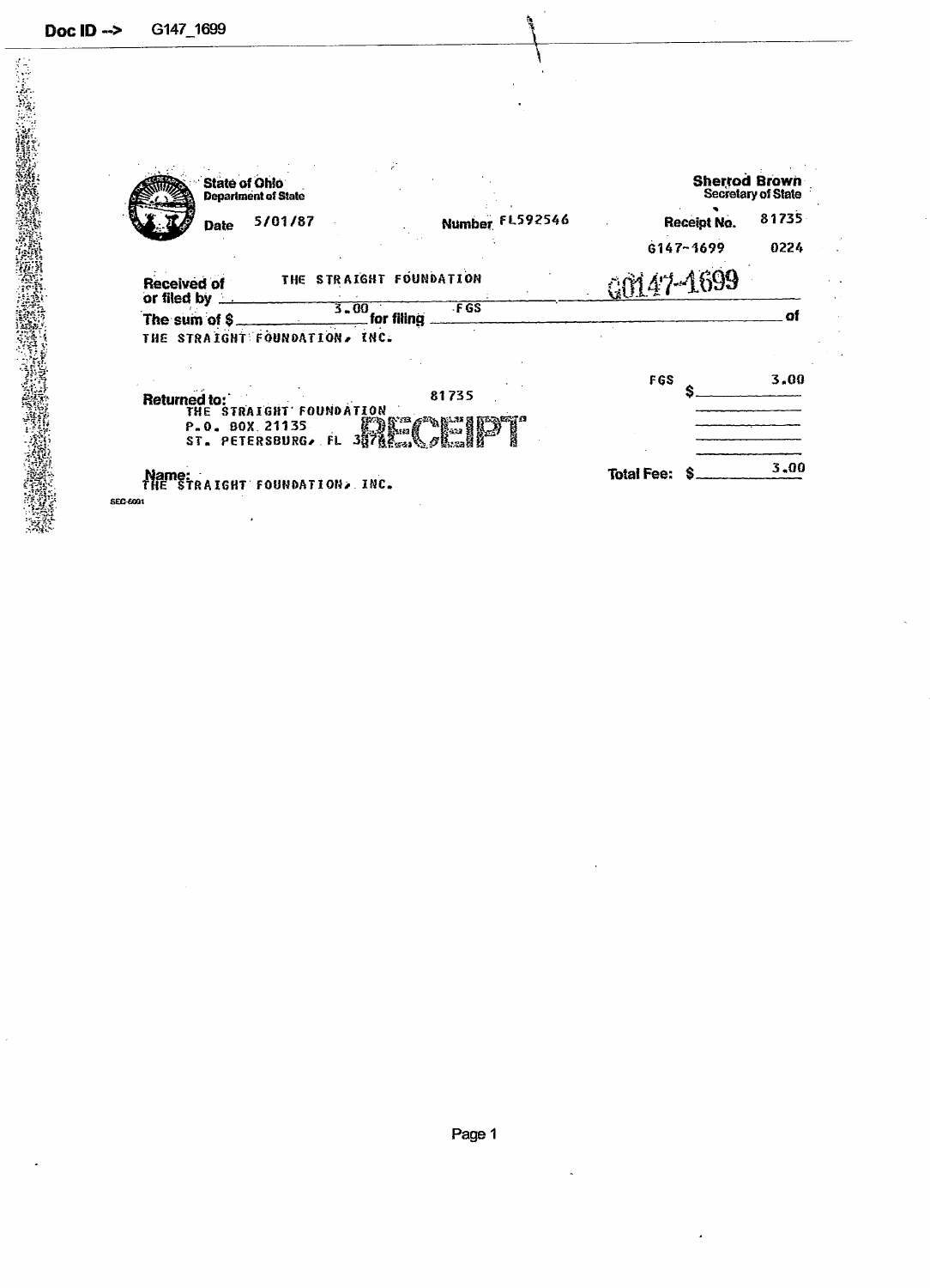Doc ID --> G147_1699

**State of Ohio**
Department of State

**Sherrod Brown**
Secretary of State

**Date** 5/01/87 **Number** FL592546 **Receipt No.** 81735

G147-1699 0224

**Received of or filed by** THE STRAIGHT FOUNDATION G0147-1699

**The sum of $** 3.00 **for filing** FGS **of**

THE STRAIGHT FOUNDATION, INC.

| | | |
|---|---|---|
| FGS | $ | 3.00 |
| **Total Fee:** | $ | 3.00 |

**Returned to:** 81735
THE STRAIGHT FOUNDATION
P.O. BOX 21135
ST. PETERSBURG, FL 33742

RECEIPT

**Name:** THE STRAIGHT FOUNDATION, INC.

SEC-6001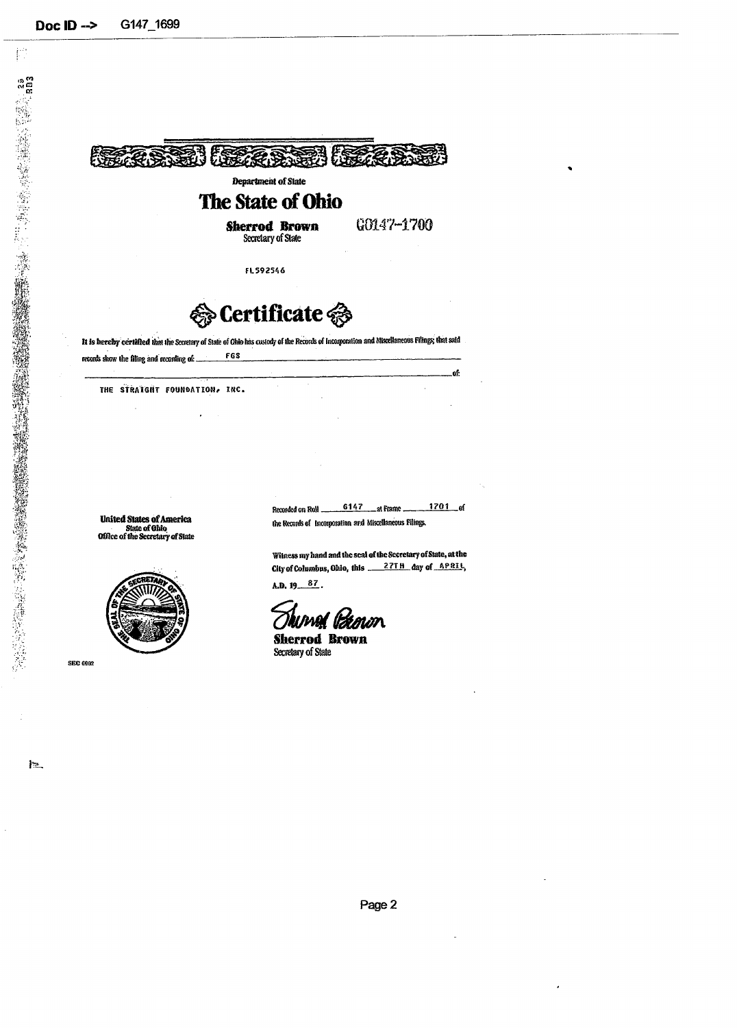Doc ID --> G147_1699

Department of State

# The State of Ohio

**Sherrod Brown**
Secretary of State

G0147-1700

FL592546

## Certificate

It is hereby certified that the Secretary of State of Ohio has custody of the Records of Incorporation and Miscellaneous Filings; that said records show the filing and recording of: FGS

of:

THE STRAIGHT FOUNDATION, INC.

**United States of America**
State of Ohio
Office of the Secretary of State

Recorded on Roll 6147 at Frame 1701 of the Records of Incorporation and Miscellaneous Filings.

Witness my hand and the seal of the Secretary of State, at the City of Columbus, Ohio, this 27TH day of APRIL, A.D. 19 87.

Sherrod Brown

**Sherrod Brown**
Secretary of State

SEC 6002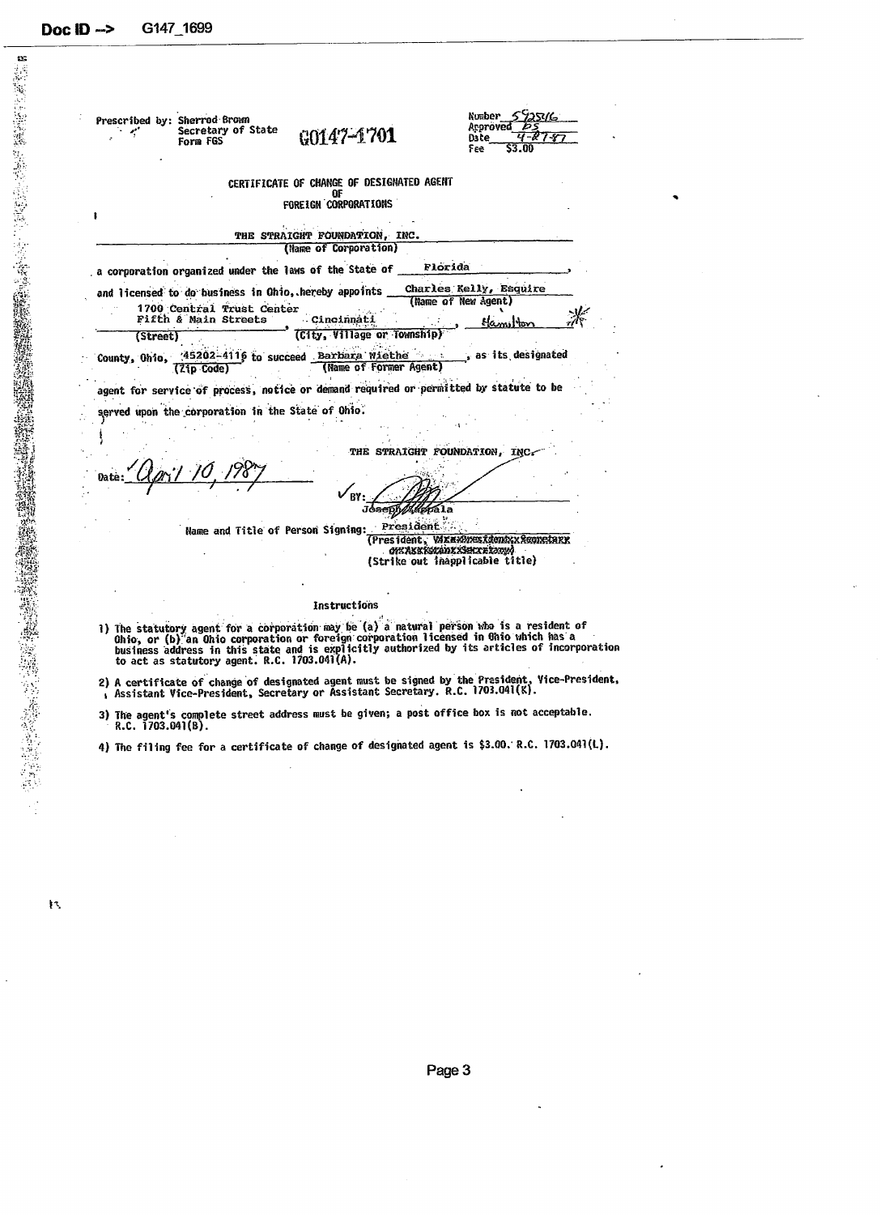Prescribed by: Sherrod Brown
Secretary of State
Form FGS

G0147-1701

Number 592546
Approved PS
Date 4-27-87
Fee $3.00

## CERTIFICATE OF CHANGE OF DESIGNATED AGENT OF FOREIGN CORPORATIONS

THE STRAIGHT FOUNDATION, INC.
(Name of Corporation)

a corporation organized under the laws of the State of Florida,

and licensed to do business in Ohio, hereby appoints Charles Kelly, Esquire (Name of New Agent)

1700 Central Trust Center
Fifth & Main Streets (Street), Cincinnati (City, Village or Township), Hamilton

County, Ohio, 45202-4116 (Zip Code) to succeed Barbara Wiethe (Name of Former Agent), as its designated agent for service of process, notice or demand required or permitted by statute to be served upon the corporation in the State of Ohio.

Date: April 10, 1987

THE STRAIGHT FOUNDATION, INC.

BY: [signature]
Joseph Zappala

Name and Title of Person Signing: President
(President, ~~Vice-President, Secretary or Assistant Secretary~~)
(Strike out inapplicable title)

### Instructions

1) The statutory agent for a corporation may be (a) a natural person who is a resident of Ohio, or (b) an Ohio corporation or foreign corporation licensed in Ohio which has a business address in this state and is explicitly authorized by its articles of incorporation to act as statutory agent. R.C. 1703.041(A).

2) A certificate of change of designated agent must be signed by the President, Vice-President, Assistant Vice-President, Secretary or Assistant Secretary. R.C. 1703.041(K).

3) The agent's complete street address must be given; a post office box is not acceptable. R.C. 1703.041(B).

4) The filing fee for a certificate of change of designated agent is $3.00. R.C. 1703.041(L).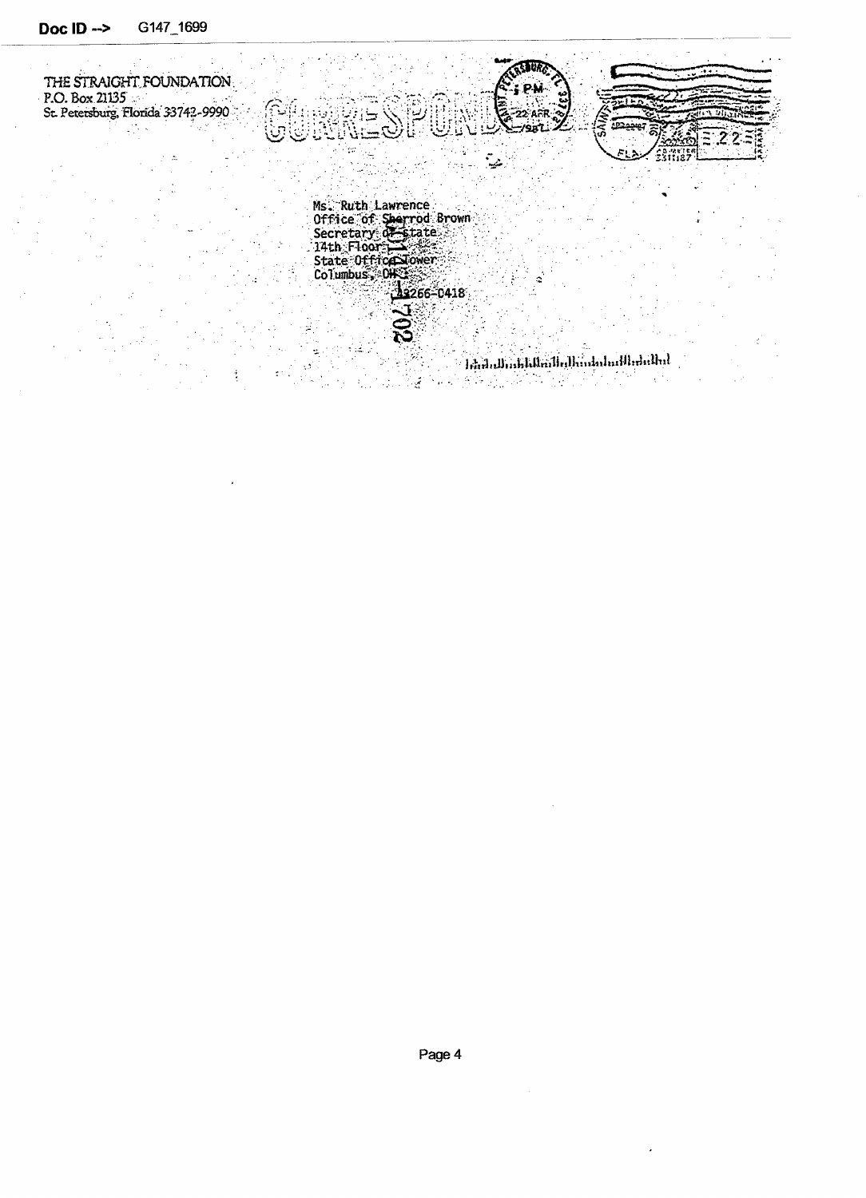THE STRAIGHT FOUNDATION
P.O. Box 21135
St. Petersburg, Florida 33742-9990

CORRESPONDENCE

SAINT PETERSBURG, FL 337
PM
22 APR
1998

Ms. Ruth Lawrence
Office of Sherrod Brown
Secretary of State
14th Floor
State Office Tower
Columbus, OH
43266-0418

1702